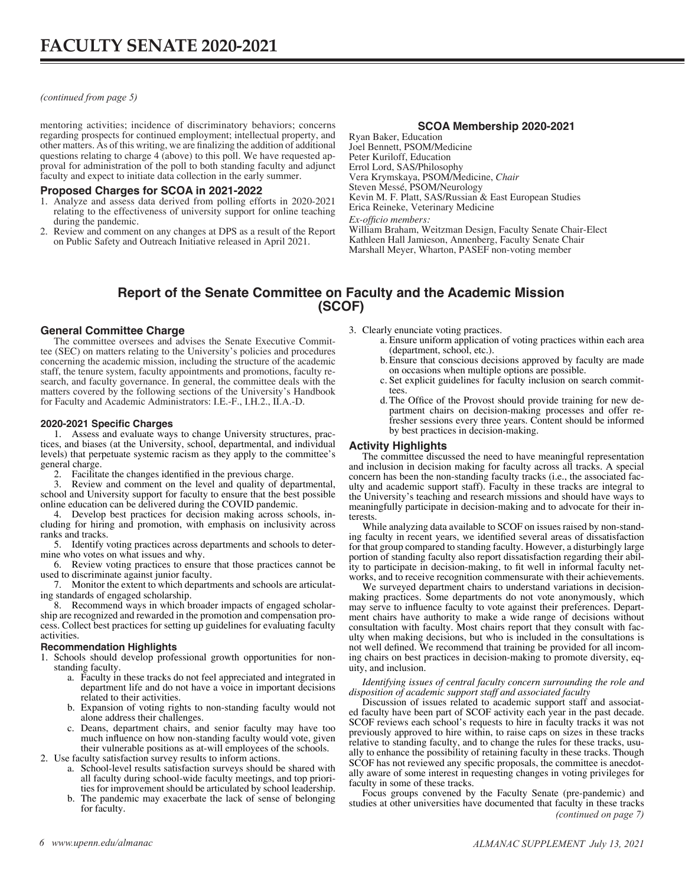# FACULTY SENATE 2020-2021

*(continued from page 5)*

mentoring activities; incidence of discriminatory behaviors; concerns regarding prospects for continued employment; intellectual property, and other matters. As of this writing, we are finalizing the addition of additional questions relating to charge 4 (above) to this poll. We have requested approval for administration of the poll to both standing faculty and adjunct faculty and expect to initiate data collection in the early summer.

### Proposed Charges for SCOA in 2021-2022

1. Analyze and assess data derived from polling efforts in 2020-2021 relating to the effectiveness of university support for online teaching during the pandemic.
2. Review and comment on any changes at DPS as a result of the Report on Public Safety and Outreach Initiative released in April 2021.

### SCOA Membership 2020-2021

Ryan Baker, Education
Joel Bennett, PSOM/Medicine
Peter Kuriloff, Education
Errol Lord, SAS/Philosophy
Vera Krymskaya, PSOM/Medicine, *Chair*
Steven Messé, PSOM/Neurology
Kevin M. F. Platt, SAS/Russian & East European Studies
Erica Reineke, Veterinary Medicine

*Ex-officio members:*
William Braham, Weitzman Design, Faculty Senate Chair-Elect
Kathleen Hall Jamieson, Annenberg, Faculty Senate Chair
Marshall Meyer, Wharton, PASEF non-voting member

## Report of the Senate Committee on Faculty and the Academic Mission (SCOF)

### General Committee Charge

The committee oversees and advises the Senate Executive Committee (SEC) on matters relating to the University's policies and procedures concerning the academic mission, including the structure of the academic staff, the tenure system, faculty appointments and promotions, faculty research, and faculty governance. In general, the committee deals with the matters covered by the following sections of the University's Handbook for Faculty and Academic Administrators: I.E.-F., I.H.2., II.A.-D.

#### 2020-2021 Specific Charges

1. Assess and evaluate ways to change University structures, practices, and biases (at the University, school, departmental, and individual levels) that perpetuate systemic racism as they apply to the committee's general charge.
2. Facilitate the changes identified in the previous charge.
3. Review and comment on the level and quality of departmental, school and University support for faculty to ensure that the best possible online education can be delivered during the COVID pandemic.
4. Develop best practices for decision making across schools, including for hiring and promotion, with emphasis on inclusivity across ranks and tracks.
5. Identify voting practices across departments and schools to determine who votes on what issues and why.
6. Review voting practices to ensure that those practices cannot be used to discriminate against junior faculty.
7. Monitor the extent to which departments and schools are articulating standards of engaged scholarship.
8. Recommend ways in which broader impacts of engaged scholarship are recognized and rewarded in the promotion and compensation process. Collect best practices for setting up guidelines for evaluating faculty activities.

#### Recommendation Highlights

1. Schools should develop professional growth opportunities for non-standing faculty.
   a. Faculty in these tracks do not feel appreciated and integrated in department life and do not have a voice in important decisions related to their activities.
   b. Expansion of voting rights to non-standing faculty would not alone address their challenges.
   c. Deans, department chairs, and senior faculty may have too much influence on how non-standing faculty would vote, given their vulnerable positions as at-will employees of the schools.
2. Use faculty satisfaction survey results to inform actions.
   a. School-level results satisfaction surveys should be shared with all faculty during school-wide faculty meetings, and top priorities for improvement should be articulated by school leadership.
   b. The pandemic may exacerbate the lack of sense of belonging for faculty.
3. Clearly enunciate voting practices.
   a. Ensure uniform application of voting practices within each area (department, school, etc.).
   b. Ensure that conscious decisions approved by faculty are made on occasions when multiple options are possible.
   c. Set explicit guidelines for faculty inclusion on search committees.
   d. The Office of the Provost should provide training for new department chairs on decision-making processes and offer refresher sessions every three years. Content should be informed by best practices in decision-making.

### Activity Highlights

The committee discussed the need to have meaningful representation and inclusion in decision making for faculty across all tracks. A special concern has been the non-standing faculty tracks (i.e., the associated faculty and academic support staff). Faculty in these tracks are integral to the University's teaching and research missions and should have ways to meaningfully participate in decision-making and to advocate for their interests.

While analyzing data available to SCOF on issues raised by non-standing faculty in recent years, we identified several areas of dissatisfaction for that group compared to standing faculty. However, a disturbingly large portion of standing faculty also report dissatisfaction regarding their ability to participate in decision-making, to fit well in informal faculty networks, and to receive recognition commensurate with their achievements.

We surveyed department chairs to understand variations in decision-making practices. Some departments do not vote anonymously, which may serve to influence faculty to vote against their preferences. Department chairs have authority to make a wide range of decisions without consultation with faculty. Most chairs report that they consult with faculty when making decisions, but who is included in the consultations is not well defined. We recommend that training be provided for all incoming chairs on best practices in decision-making to promote diversity, equity, and inclusion.

*Identifying issues of central faculty concern surrounding the role and disposition of academic support staff and associated faculty*

Discussion of issues related to academic support staff and associated faculty have been part of SCOF activity each year in the past decade. SCOF reviews each school's requests to hire in faculty tracks it was not previously approved to hire within, to raise caps on sizes in these tracks relative to standing faculty, and to change the rules for these tracks, usually to enhance the possibility of retaining faculty in these tracks. Though SCOF has not reviewed any specific proposals, the committee is anecdotally aware of some interest in requesting changes in voting privileges for faculty in some of these tracks.

Focus groups convened by the Faculty Senate (pre-pandemic) and studies at other universities have documented that faculty in these tracks

*(continued on page 7)*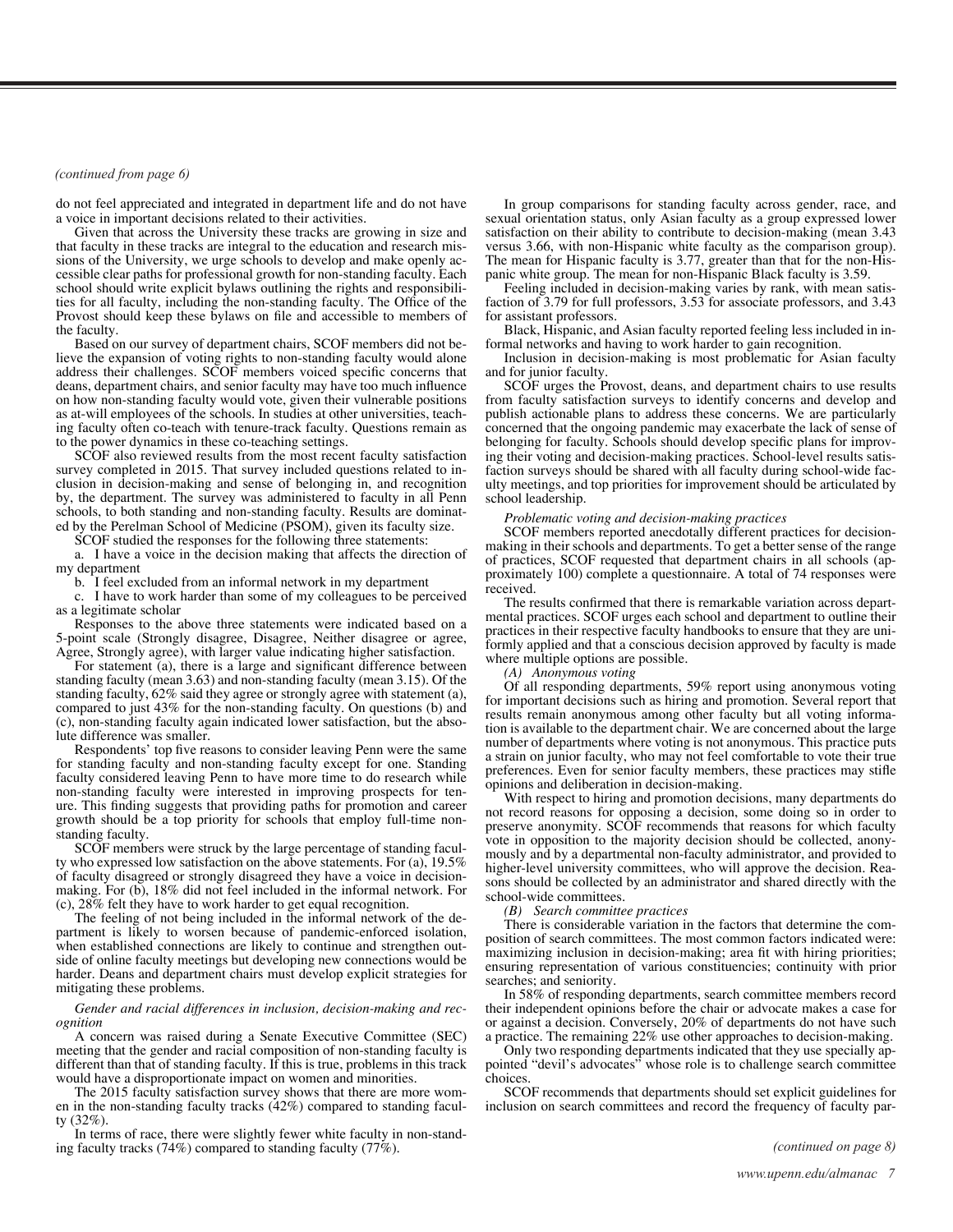*(continued from page 6)*

do not feel appreciated and integrated in department life and do not have a voice in important decisions related to their activities.

Given that across the University these tracks are growing in size and that faculty in these tracks are integral to the education and research missions of the University, we urge schools to develop and make openly accessible clear paths for professional growth for non-standing faculty. Each school should write explicit bylaws outlining the rights and responsibilities for all faculty, including the non-standing faculty. The Office of the Provost should keep these bylaws on file and accessible to members of the faculty.

Based on our survey of department chairs, SCOF members did not believe the expansion of voting rights to non-standing faculty would alone address their challenges. SCOF members voiced specific concerns that deans, department chairs, and senior faculty may have too much influence on how non-standing faculty would vote, given their vulnerable positions as at-will employees of the schools. In studies at other universities, teaching faculty often co-teach with tenure-track faculty. Questions remain as to the power dynamics in these co-teaching settings.

SCOF also reviewed results from the most recent faculty satisfaction survey completed in 2015. That survey included questions related to inclusion in decision-making and sense of belonging in, and recognition by, the department. The survey was administered to faculty in all Penn schools, to both standing and non-standing faculty. Results are dominated by the Perelman School of Medicine (PSOM), given its faculty size.

SCOF studied the responses for the following three statements:

a. I have a voice in the decision making that affects the direction of my department

b. I feel excluded from an informal network in my department

c. I have to work harder than some of my colleagues to be perceived as a legitimate scholar

Responses to the above three statements were indicated based on a 5-point scale (Strongly disagree, Disagree, Neither disagree or agree, Agree, Strongly agree), with larger value indicating higher satisfaction.

For statement (a), there is a large and significant difference between standing faculty (mean 3.63) and non-standing faculty (mean 3.15). Of the standing faculty, 62% said they agree or strongly agree with statement (a), compared to just 43% for the non-standing faculty. On questions (b) and (c), non-standing faculty again indicated lower satisfaction, but the absolute difference was smaller.

Respondents' top five reasons to consider leaving Penn were the same for standing faculty and non-standing faculty except for one. Standing faculty considered leaving Penn to have more time to do research while non-standing faculty were interested in improving prospects for tenure. This finding suggests that providing paths for promotion and career growth should be a top priority for schools that employ full-time non-standing faculty.

SCOF members were struck by the large percentage of standing faculty who expressed low satisfaction on the above statements. For (a), 19.5% of faculty disagreed or strongly disagreed they have a voice in decision-making. For (b), 18% did not feel included in the informal network. For (c), 28% felt they have to work harder to get equal recognition.

The feeling of not being included in the informal network of the department is likely to worsen because of pandemic-enforced isolation, when established connections are likely to continue and strengthen outside of online faculty meetings but developing new connections would be harder. Deans and department chairs must develop explicit strategies for mitigating these problems.

*Gender and racial differences in inclusion, decision-making and recognition*

A concern was raised during a Senate Executive Committee (SEC) meeting that the gender and racial composition of non-standing faculty is different than that of standing faculty. If this is true, problems in this track would have a disproportionate impact on women and minorities.

The 2015 faculty satisfaction survey shows that there are more women in the non-standing faculty tracks (42%) compared to standing faculty (32%).

In terms of race, there were slightly fewer white faculty in non-standing faculty tracks (74%) compared to standing faculty (77%).

In group comparisons for standing faculty across gender, race, and sexual orientation status, only Asian faculty as a group expressed lower satisfaction on their ability to contribute to decision-making (mean 3.43 versus 3.66, with non-Hispanic white faculty as the comparison group). The mean for Hispanic faculty is 3.77, greater than that for the non-Hispanic white group. The mean for non-Hispanic Black faculty is 3.59.

Feeling included in decision-making varies by rank, with mean satisfaction of 3.79 for full professors, 3.53 for associate professors, and 3.43 for assistant professors.

Black, Hispanic, and Asian faculty reported feeling less included in informal networks and having to work harder to gain recognition.

Inclusion in decision-making is most problematic for Asian faculty and for junior faculty.

SCOF urges the Provost, deans, and department chairs to use results from faculty satisfaction surveys to identify concerns and develop and publish actionable plans to address these concerns. We are particularly concerned that the ongoing pandemic may exacerbate the lack of sense of belonging for faculty. Schools should develop specific plans for improving their voting and decision-making practices. School-level results satisfaction surveys should be shared with all faculty during school-wide faculty meetings, and top priorities for improvement should be articulated by school leadership.

*Problematic voting and decision-making practices*

SCOF members reported anecdotally different practices for decision-making in their schools and departments. To get a better sense of the range of practices, SCOF requested that department chairs in all schools (approximately 100) complete a questionnaire. A total of 74 responses were received.

The results confirmed that there is remarkable variation across departmental practices. SCOF urges each school and department to outline their practices in their respective faculty handbooks to ensure that they are uniformly applied and that a conscious decision approved by faculty is made where multiple options are possible.

*(A) Anonymous voting*

Of all responding departments, 59% report using anonymous voting for important decisions such as hiring and promotion. Several report that results remain anonymous among other faculty but all voting information is available to the department chair. We are concerned about the large number of departments where voting is not anonymous. This practice puts a strain on junior faculty, who may not feel comfortable to vote their true preferences. Even for senior faculty members, these practices may stifle opinions and deliberation in decision-making.

With respect to hiring and promotion decisions, many departments do not record reasons for opposing a decision, some doing so in order to preserve anonymity. SCOF recommends that reasons for which faculty vote in opposition to the majority decision should be collected, anonymously and by a departmental non-faculty administrator, and provided to higher-level university committees, who will approve the decision. Reasons should be collected by an administrator and shared directly with the school-wide committees.

*(B) Search committee practices*

There is considerable variation in the factors that determine the composition of search committees. The most common factors indicated were: maximizing inclusion in decision-making; area fit with hiring priorities; ensuring representation of various constituencies; continuity with prior searches; and seniority.

In 58% of responding departments, search committee members record their independent opinions before the chair or advocate makes a case for or against a decision. Conversely, 20% of departments do not have such a practice. The remaining 22% use other approaches to decision-making.

Only two responding departments indicated that they use specially appointed "devil's advocates" whose role is to challenge search committee choices.

SCOF recommends that departments should set explicit guidelines for inclusion on search committees and record the frequency of faculty par-

*(continued on page 8)*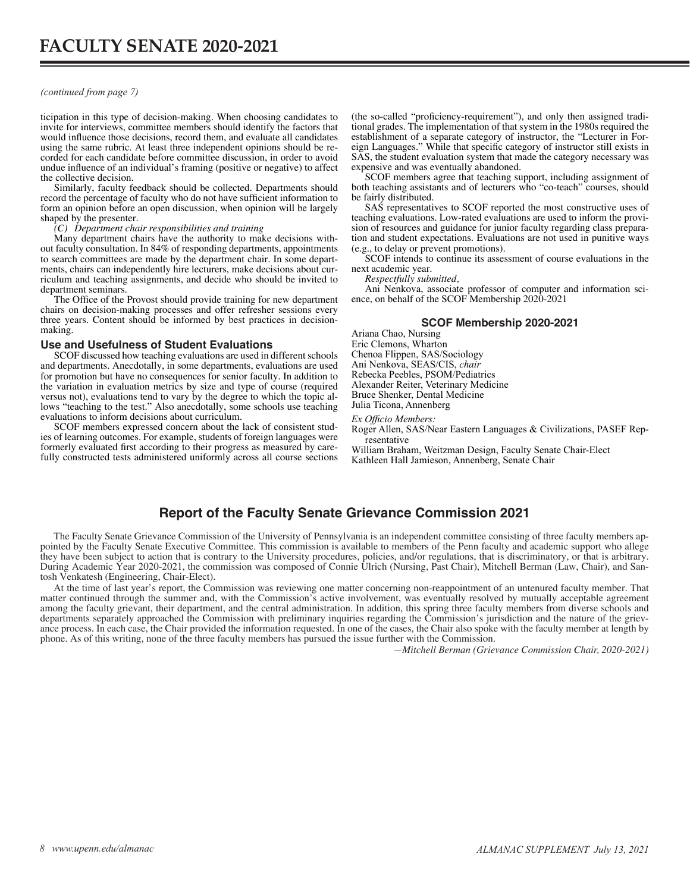*(continued from page 7)*

ticipation in this type of decision-making. When choosing candidates to invite for interviews, committee members should identify the factors that would influence those decisions, record them, and evaluate all candidates using the same rubric. At least three independent opinions should be recorded for each candidate before committee discussion, in order to avoid undue influence of an individual's framing (positive or negative) to affect the collective decision.

Similarly, faculty feedback should be collected. Departments should record the percentage of faculty who do not have sufficient information to form an opinion before an open discussion, when opinion will be largely shaped by the presenter.

*(C) Department chair responsibilities and training*

Many department chairs have the authority to make decisions without faculty consultation. In 84% of responding departments, appointments to search committees are made by the department chair. In some departments, chairs can independently hire lecturers, make decisions about curriculum and teaching assignments, and decide who should be invited to department seminars.

The Office of the Provost should provide training for new department chairs on decision-making processes and offer refresher sessions every three years. Content should be informed by best practices in decision-making.

### Use and Usefulness of Student Evaluations

SCOF discussed how teaching evaluations are used in different schools and departments. Anecdotally, in some departments, evaluations are used for promotion but have no consequences for senior faculty. In addition to the variation in evaluation metrics by size and type of course (required versus not), evaluations tend to vary by the degree to which the topic allows "teaching to the test." Also anecdotally, some schools use teaching evaluations to inform decisions about curriculum.

SCOF members expressed concern about the lack of consistent studies of learning outcomes. For example, students of foreign languages were formerly evaluated first according to their progress as measured by carefully constructed tests administered uniformly across all course sections (the so-called "proficiency-requirement"), and only then assigned traditional grades. The implementation of that system in the 1980s required the establishment of a separate category of instructor, the "Lecturer in Foreign Languages." While that specific category of instructor still exists in SAS, the student evaluation system that made the category necessary was expensive and was eventually abandoned.

SCOF members agree that teaching support, including assignment of both teaching assistants and of lecturers who "co-teach" courses, should be fairly distributed.

SAS representatives to SCOF reported the most constructive uses of teaching evaluations. Low-rated evaluations are used to inform the provision of resources and guidance for junior faculty regarding class preparation and student expectations. Evaluations are not used in punitive ways (e.g., to delay or prevent promotions).

SCOF intends to continue its assessment of course evaluations in the next academic year.

*Respectfully submitted,*

Ani Nenkova, associate professor of computer and information science, on behalf of the SCOF Membership 2020-2021

### SCOF Membership 2020-2021

Ariana Chao, Nursing
Eric Clemons, Wharton
Chenoa Flippen, SAS/Sociology
Ani Nenkova, SEAS/CIS, *chair*
Rebecka Peebles, PSOM/Pediatrics
Alexander Reiter, Veterinary Medicine
Bruce Shenker, Dental Medicine
Julia Ticona, Annenberg

*Ex Officio Members:*

Roger Allen, SAS/Near Eastern Languages & Civilizations, PASEF Representative
William Braham, Weitzman Design, Faculty Senate Chair-Elect
Kathleen Hall Jamieson, Annenberg, Senate Chair

## Report of the Faculty Senate Grievance Commission 2021

The Faculty Senate Grievance Commission of the University of Pennsylvania is an independent committee consisting of three faculty members appointed by the Faculty Senate Executive Committee. This commission is available to members of the Penn faculty and academic support who allege they have been subject to action that is contrary to the University procedures, policies, and/or regulations, that is discriminatory, or that is arbitrary. During Academic Year 2020-2021, the commission was composed of Connie Ulrich (Nursing, Past Chair), Mitchell Berman (Law, Chair), and Santosh Venkatesh (Engineering, Chair-Elect).

At the time of last year's report, the Commission was reviewing one matter concerning non-reappointment of an untenured faculty member. That matter continued through the summer and, with the Commission's active involvement, was eventually resolved by mutually acceptable agreement among the faculty grievant, their department, and the central administration. In addition, this spring three faculty members from diverse schools and departments separately approached the Commission with preliminary inquiries regarding the Commission's jurisdiction and the nature of the grievance process. In each case, the Chair provided the information requested. In one of the cases, the Chair also spoke with the faculty member at length by phone. As of this writing, none of the three faculty members has pursued the issue further with the Commission.

*—Mitchell Berman (Grievance Commission Chair, 2020-2021)*